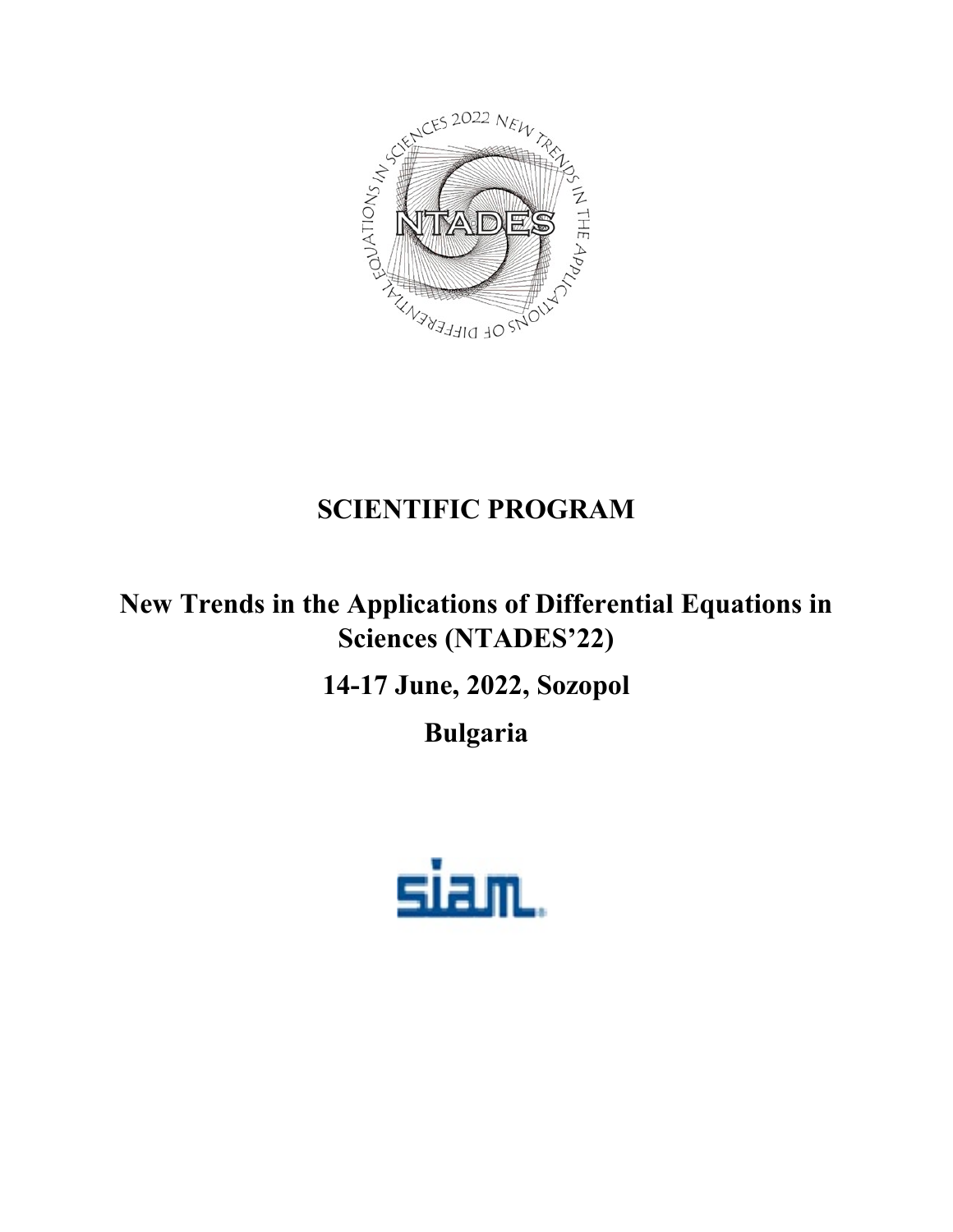# SCIENTIFIC PROGRAM

## New Trends in the Applications of Differential Equations in Sciences (NTADES'22)

## 14-17 June, 2022, Sozopol

## Bulgaria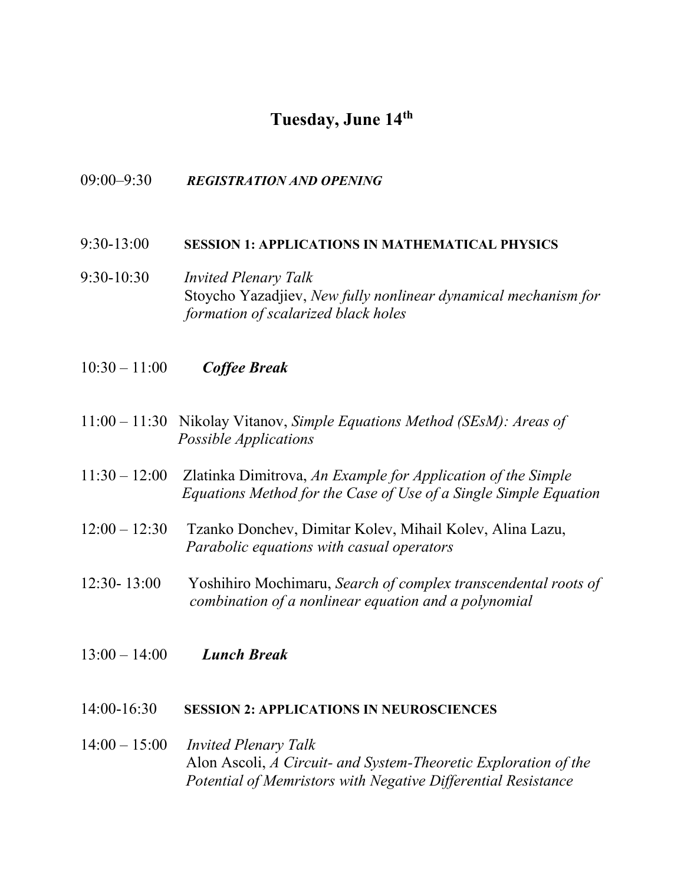# Tuesday, June 14th

09:00–9:30 ***REGISTRATION AND OPENING***

9:30-13:00 **SESSION 1: APPLICATIONS IN MATHEMATICAL PHYSICS**

9:30-10:30 *Invited Plenary Talk*
Stoycho Yazadjiev, *New fully nonlinear dynamical mechanism for formation of scalarized black holes*

10:30 – 11:00 ***Coffee Break***

11:00 – 11:30 Nikolay Vitanov, *Simple Equations Method (SEsM): Areas of Possible Applications*

11:30 – 12:00 Zlatinka Dimitrova, *An Example for Application of the Simple Equations Method for the Case of Use of a Single Simple Equation*

12:00 – 12:30 Tzanko Donchev, Dimitar Kolev, Mihail Kolev, Alina Lazu, *Parabolic equations with casual operators*

12:30- 13:00 Yoshihiro Mochimaru, *Search of complex transcendental roots of combination of a nonlinear equation and a polynomial*

13:00 – 14:00 ***Lunch Break***

14:00-16:30 **SESSION 2: APPLICATIONS IN NEUROSCIENCES**

14:00 – 15:00 *Invited Plenary Talk*
Alon Ascoli, *A Circuit- and System-Theoretic Exploration of the Potential of Memristors with Negative Differential Resistance*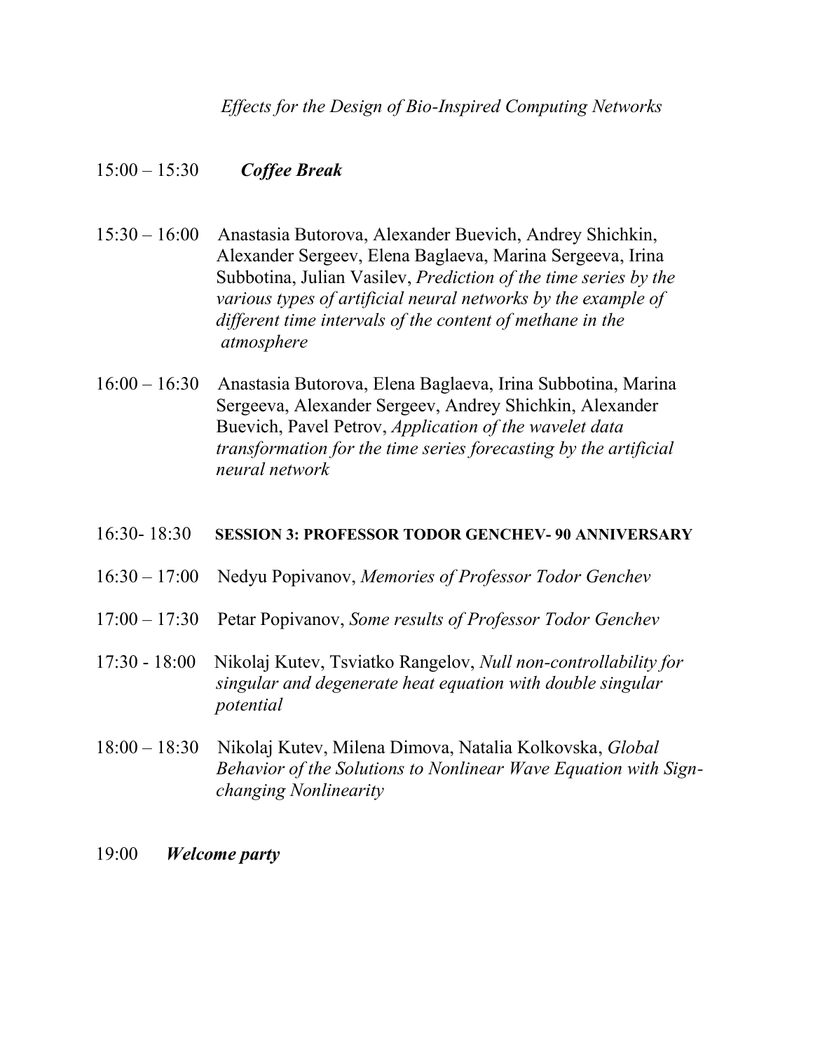*Effects for the Design of Bio-Inspired Computing Networks*

15:00 – 15:30 ***Coffee Break***

15:30 – 16:00 Anastasia Butorova, Alexander Buevich, Andrey Shichkin, Alexander Sergeev, Elena Baglaeva, Marina Sergeeva, Irina Subbotina, Julian Vasilev, *Prediction of the time series by the various types of artificial neural networks by the example of different time intervals of the content of methane in the atmosphere*

16:00 – 16:30 Anastasia Butorova, Elena Baglaeva, Irina Subbotina, Marina Sergeeva, Alexander Sergeev, Andrey Shichkin, Alexander Buevich, Pavel Petrov, *Application of the wavelet data transformation for the time series forecasting by the artificial neural network*

16:30- 18:30 **SESSION 3: PROFESSOR TODOR GENCHEV- 90 ANNIVERSARY**

16:30 – 17:00 Nedyu Popivanov, *Memories of Professor Todor Genchev*

17:00 – 17:30 Petar Popivanov, *Some results of Professor Todor Genchev*

17:30 - 18:00 Nikolaj Kutev, Tsviatko Rangelov, *Null non-controllability for singular and degenerate heat equation with double singular potential*

18:00 – 18:30 Nikolaj Kutev, Milena Dimova, Natalia Kolkovska, *Global Behavior of the Solutions to Nonlinear Wave Equation with Sign-changing Nonlinearity*

19:00 ***Welcome party***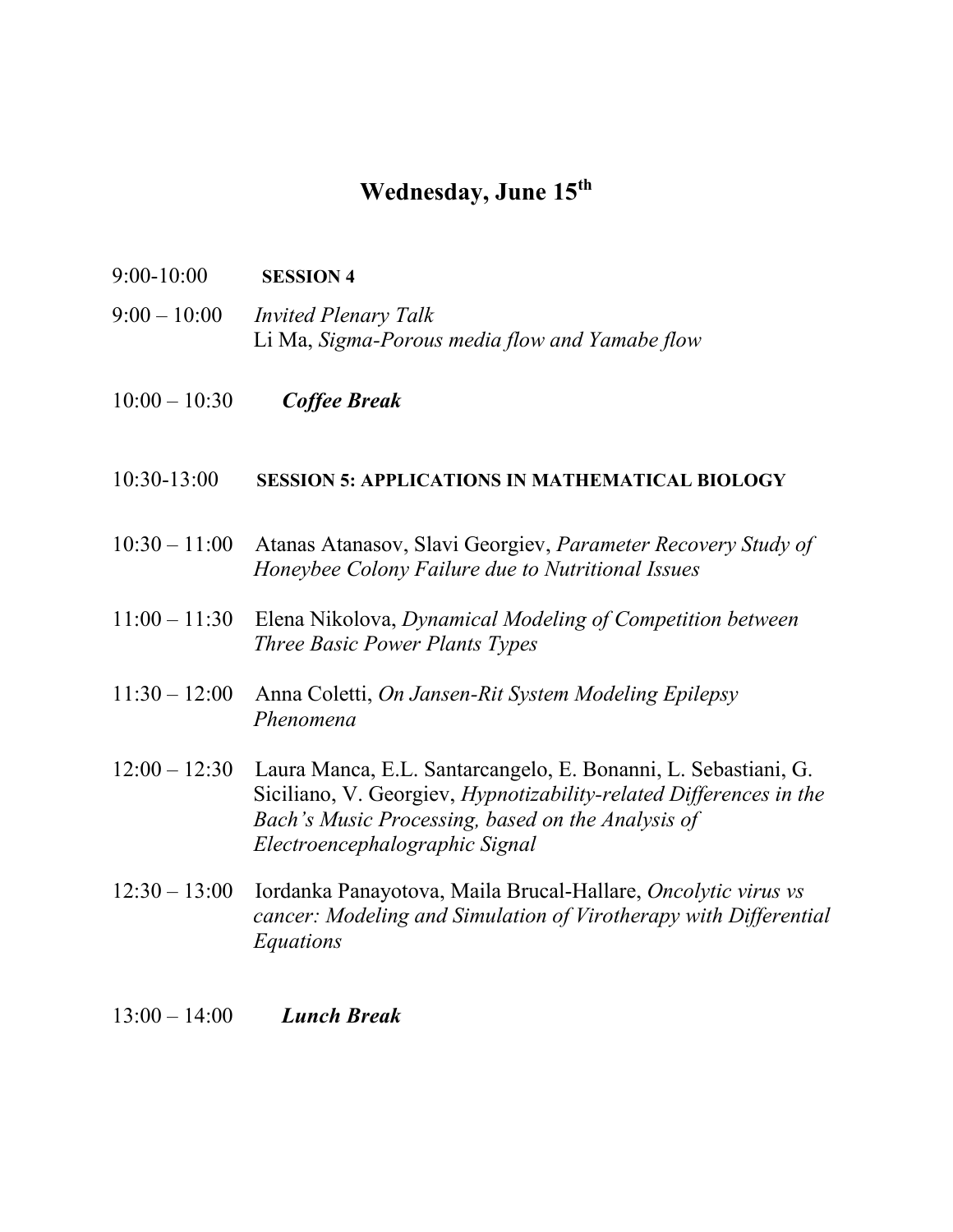# Wednesday, June 15th

9:00-10:00 **SESSION 4**

9:00 – 10:00 *Invited Plenary Talk*
Li Ma, *Sigma-Porous media flow and Yamabe flow*

10:00 – 10:30 ***Coffee Break***

10:30-13:00 **SESSION 5: APPLICATIONS IN MATHEMATICAL BIOLOGY**

10:30 – 11:00 Atanas Atanasov, Slavi Georgiev, *Parameter Recovery Study of Honeybee Colony Failure due to Nutritional Issues*

11:00 – 11:30 Elena Nikolova, *Dynamical Modeling of Competition between Three Basic Power Plants Types*

11:30 – 12:00 Anna Coletti, *On Jansen-Rit System Modeling Epilepsy Phenomena*

12:00 – 12:30 Laura Manca, E.L. Santarcangelo, E. Bonanni, L. Sebastiani, G. Siciliano, V. Georgiev, *Hypnotizability-related Differences in the Bach's Music Processing, based on the Analysis of Electroencephalographic Signal*

12:30 – 13:00 Iordanka Panayotova, Maila Brucal-Hallare, *Oncolytic virus vs cancer: Modeling and Simulation of Virotherapy with Differential Equations*

13:00 – 14:00 ***Lunch Break***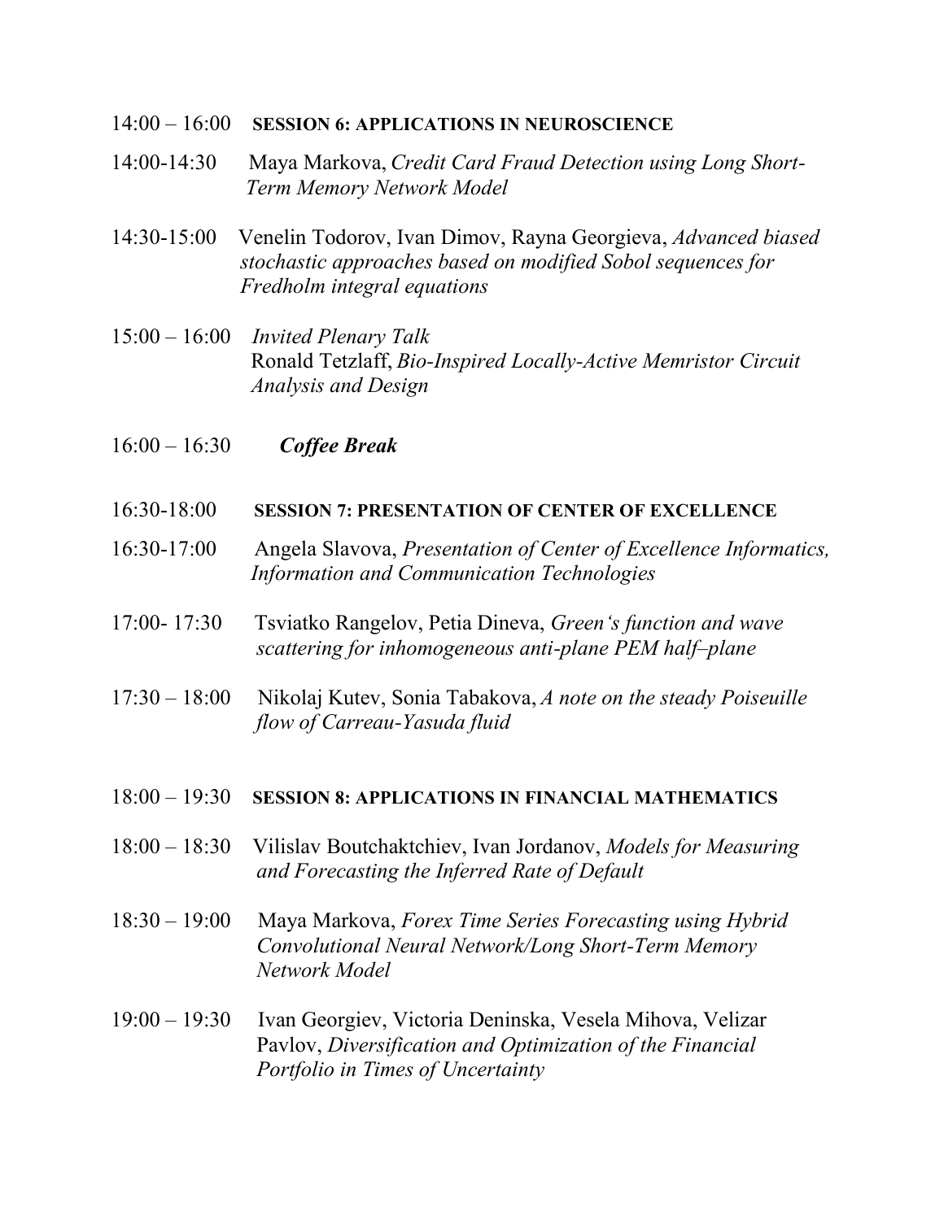14:00 – 16:00 **SESSION 6: APPLICATIONS IN NEUROSCIENCE**

14:00-14:30 Maya Markova, *Credit Card Fraud Detection using Long Short-Term Memory Network Model*

14:30-15:00 Venelin Todorov, Ivan Dimov, Rayna Georgieva, *Advanced biased stochastic approaches based on modified Sobol sequences for Fredholm integral equations*

15:00 – 16:00 *Invited Plenary Talk*
Ronald Tetzlaff, *Bio-Inspired Locally-Active Memristor Circuit Analysis and Design*

16:00 – 16:30 ***Coffee Break***

16:30-18:00 **SESSION 7: PRESENTATION OF CENTER OF EXCELLENCE**

16:30-17:00 Angela Slavova, *Presentation of Center of Excellence Informatics, Information and Communication Technologies*

17:00- 17:30 Tsviatko Rangelov, Petia Dineva, *Green's function and wave scattering for inhomogeneous anti-plane PEM half–plane*

17:30 – 18:00 Nikolaj Kutev, Sonia Tabakova, *A note on the steady Poiseuille flow of Carreau-Yasuda fluid*

18:00 – 19:30 **SESSION 8: APPLICATIONS IN FINANCIAL MATHEMATICS**

18:00 – 18:30 Vilislav Boutchaktchiev, Ivan Jordanov, *Models for Measuring and Forecasting the Inferred Rate of Default*

18:30 – 19:00 Maya Markova, *Forex Time Series Forecasting using Hybrid Convolutional Neural Network/Long Short-Term Memory Network Model*

19:00 – 19:30 Ivan Georgiev, Victoria Deninska, Vesela Mihova, Velizar Pavlov, *Diversification and Optimization of the Financial Portfolio in Times of Uncertainty*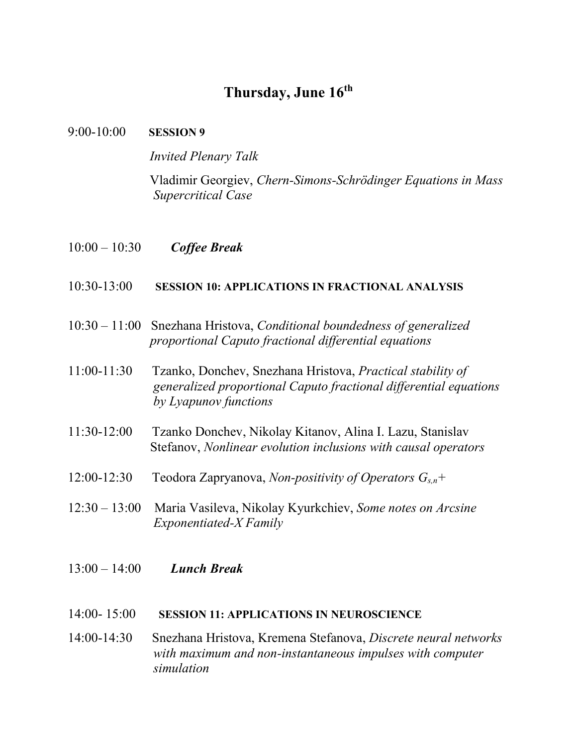# Thursday, June 16th

9:00-10:00 **SESSION 9**

*Invited Plenary Talk*

Vladimir Georgiev, *Chern-Simons-Schrödinger Equations in Mass Supercritical Case*

10:00 – 10:30 ***Coffee Break***

10:30-13:00 **SESSION 10: APPLICATIONS IN FRACTIONAL ANALYSIS**

10:30 – 11:00 Snezhana Hristova, *Conditional boundedness of generalized proportional Caputo fractional differential equations*

11:00-11:30 Tzanko, Donchev, Snezhana Hristova, *Practical stability of generalized proportional Caputo fractional differential equations by Lyapunov functions*

11:30-12:00 Tzanko Donchev, Nikolay Kitanov, Alina I. Lazu, Stanislav Stefanov, *Nonlinear evolution inclusions with causal operators*

12:00-12:30 Teodora Zapryanova, *Non-positivity of Operators* $G_{s,n}+$

12:30 – 13:00 Maria Vasileva, Nikolay Kyurkchiev, *Some notes on Arcsine Exponentiated-X Family*

13:00 – 14:00 ***Lunch Break***

14:00- 15:00 **SESSION 11: APPLICATIONS IN NEUROSCIENCE**

14:00-14:30 Snezhana Hristova, Kremena Stefanova, *Discrete neural networks with maximum and non-instantaneous impulses with computer simulation*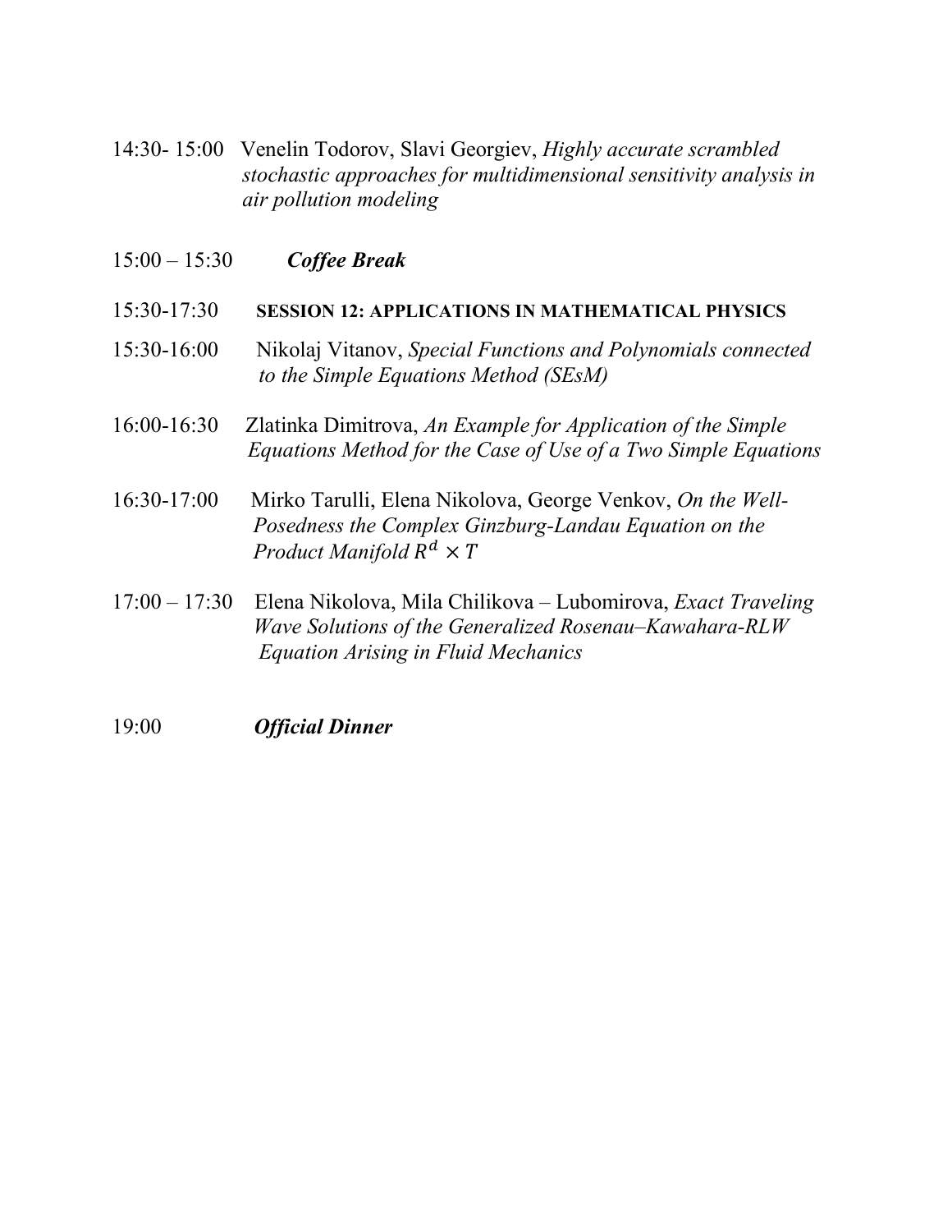14:30- 15:00 Venelin Todorov, Slavi Georgiev, *Highly accurate scrambled stochastic approaches for multidimensional sensitivity analysis in air pollution modeling*

15:00 – 15:30 ***Coffee Break***

15:30-17:30 **SESSION 12: APPLICATIONS IN MATHEMATICAL PHYSICS**

15:30-16:00 Nikolaj Vitanov, *Special Functions and Polynomials connected to the Simple Equations Method (SEsM)*

16:00-16:30 Zlatinka Dimitrova, *An Example for Application of the Simple Equations Method for the Case of Use of a Two Simple Equations*

16:30-17:00 Mirko Tarulli, Elena Nikolova, George Venkov, *On the Well-Posedness the Complex Ginzburg-Landau Equation on the Product Manifold* $R^d \times T$

17:00 – 17:30 Elena Nikolova, Mila Chilikova – Lubomirova, *Exact Traveling Wave Solutions of the Generalized Rosenau–Kawahara-RLW Equation Arising in Fluid Mechanics*

19:00 ***Official Dinner***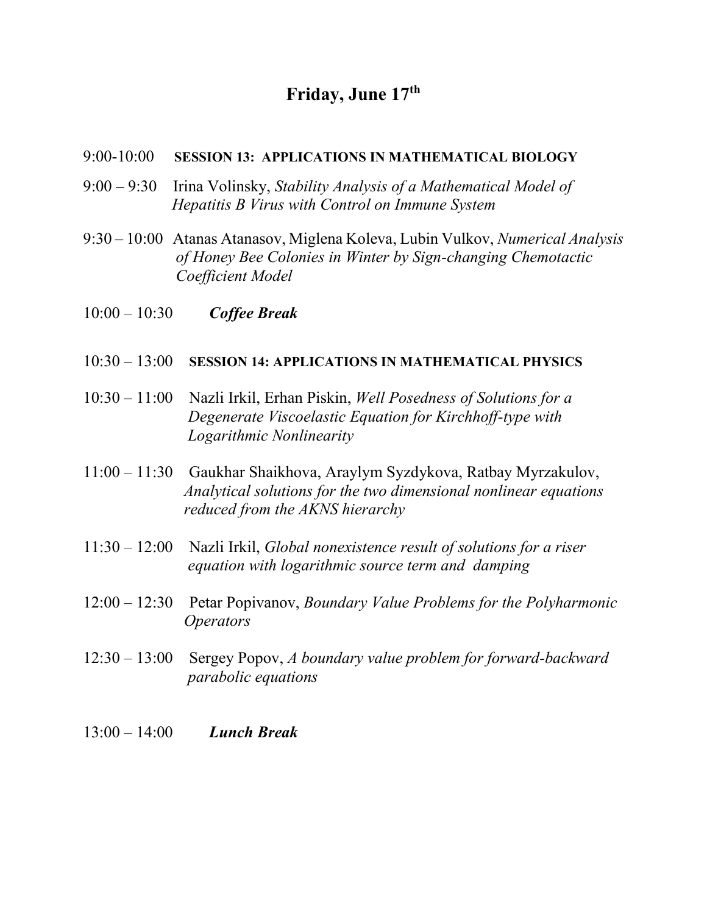# Friday, June 17th

9:00-10:00 **SESSION 13: APPLICATIONS IN MATHEMATICAL BIOLOGY**

9:00 – 9:30 Irina Volinsky, *Stability Analysis of a Mathematical Model of Hepatitis B Virus with Control on Immune System*

9:30 – 10:00 Atanas Atanasov, Miglena Koleva, Lubin Vulkov, *Numerical Analysis of Honey Bee Colonies in Winter by Sign-changing Chemotactic Coefficient Model*

10:00 – 10:30 ***Coffee Break***

10:30 – 13:00 **SESSION 14: APPLICATIONS IN MATHEMATICAL PHYSICS**

10:30 – 11:00 Nazli Irkil, Erhan Piskin, *Well Posedness of Solutions for a Degenerate Viscoelastic Equation for Kirchhoff-type with Logarithmic Nonlinearity*

11:00 – 11:30 Gaukhar Shaikhova, Araylym Syzdykova, Ratbay Myrzakulov, *Analytical solutions for the two dimensional nonlinear equations reduced from the AKNS hierarchy*

11:30 – 12:00 Nazli Irkil, *Global nonexistence result of solutions for a riser equation with logarithmic source term and damping*

12:00 – 12:30 Petar Popivanov, *Boundary Value Problems for the Polyharmonic Operators*

12:30 – 13:00 Sergey Popov, *A boundary value problem for forward-backward parabolic equations*

13:00 – 14:00 ***Lunch Break***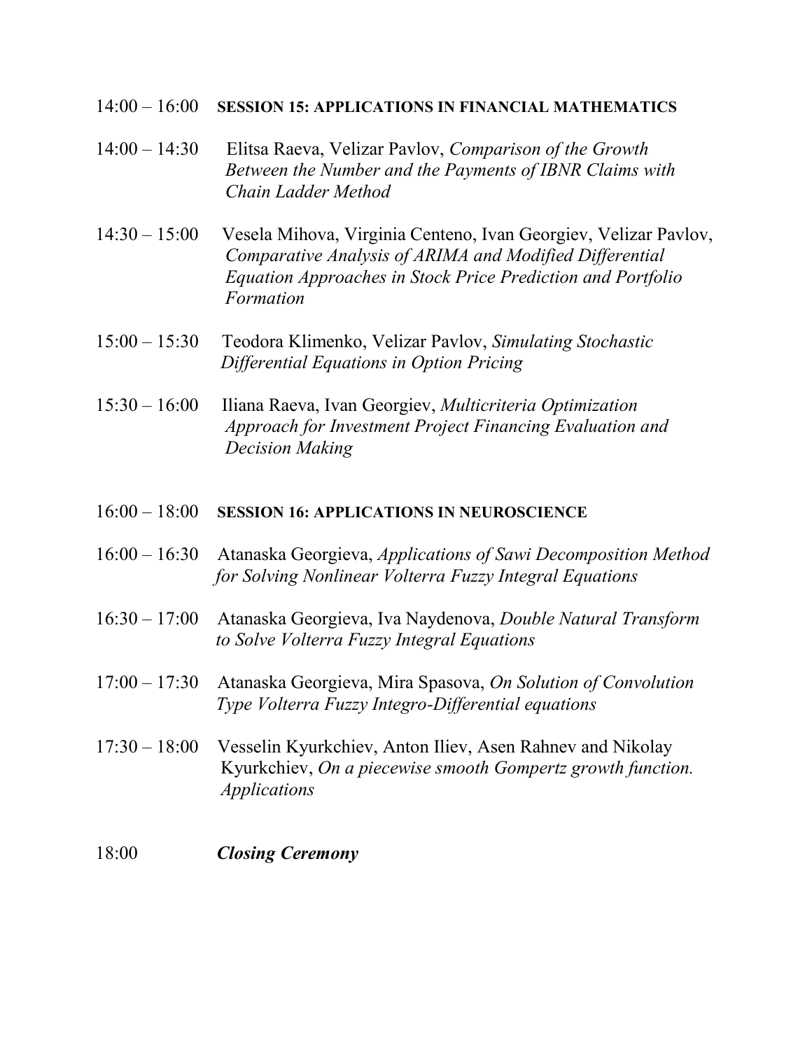14:00 – 16:00 **SESSION 15: APPLICATIONS IN FINANCIAL MATHEMATICS**

14:00 – 14:30 Elitsa Raeva, Velizar Pavlov, *Comparison of the Growth Between the Number and the Payments of IBNR Claims with Chain Ladder Method*

14:30 – 15:00 Vesela Mihova, Virginia Centeno, Ivan Georgiev, Velizar Pavlov, *Comparative Analysis of ARIMA and Modified Differential Equation Approaches in Stock Price Prediction and Portfolio Formation*

15:00 – 15:30 Teodora Klimenko, Velizar Pavlov, *Simulating Stochastic Differential Equations in Option Pricing*

15:30 – 16:00 Iliana Raeva, Ivan Georgiev, *Multicriteria Optimization Approach for Investment Project Financing Evaluation and Decision Making*

16:00 – 18:00 **SESSION 16: APPLICATIONS IN NEUROSCIENCE**

16:00 – 16:30 Atanaska Georgieva, *Applications of Sawi Decomposition Method for Solving Nonlinear Volterra Fuzzy Integral Equations*

16:30 – 17:00 Atanaska Georgieva, Iva Naydenova, *Double Natural Transform to Solve Volterra Fuzzy Integral Equations*

17:00 – 17:30 Atanaska Georgieva, Mira Spasova, *On Solution of Convolution Type Volterra Fuzzy Integro-Differential equations*

17:30 – 18:00 Vesselin Kyurkchiev, Anton Iliev, Asen Rahnev and Nikolay Kyurkchiev, *On a piecewise smooth Gompertz growth function. Applications*

18:00 ***Closing Ceremony***